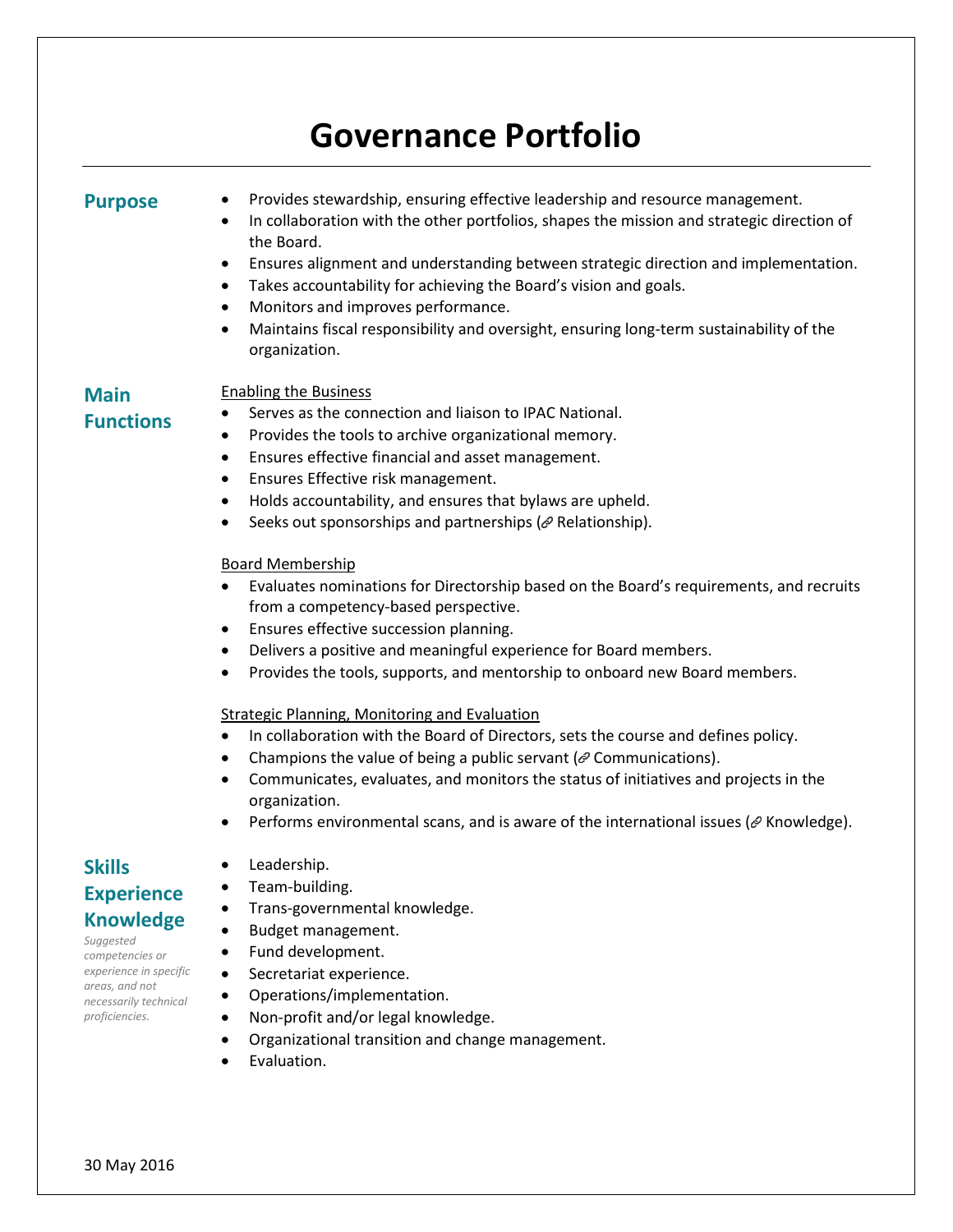# Governance Portfolio

## Purpose

- Provides stewardship, ensuring effective leadership and resource management.
- In collaboration with the other portfolios, shapes the mission and strategic direction of the Board.
- Ensures alignment and understanding between strategic direction and implementation.
- Takes accountability for achieving the Board's vision and goals.
- Monitors and improves performance.
- Maintains fiscal responsibility and oversight, ensuring long-term sustainability of the organization.

## Main Functions

<u>Enabling the Business</u>

- Serves as the connection and liaison to IPAC National.
- Provides the tools to archive organizational memory.
- Ensures effective financial and asset management.
- Ensures Effective risk management.
- Holds accountability, and ensures that bylaws are upheld.
- Seeks out sponsorships and partnerships (🔗 Relationship).

<u>Board Membership</u>

- Evaluates nominations for Directorship based on the Board's requirements, and recruits from a competency-based perspective.
- Ensures effective succession planning.
- Delivers a positive and meaningful experience for Board members.
- Provides the tools, supports, and mentorship to onboard new Board members.

<u>Strategic Planning, Monitoring and Evaluation</u>

- In collaboration with the Board of Directors, sets the course and defines policy.
- Champions the value of being a public servant (🔗 Communications).
- Communicates, evaluates, and monitors the status of initiatives and projects in the organization.
- Performs environmental scans, and is aware of the international issues (🔗 Knowledge).

## Skills Experience Knowledge

*Suggested competencies or experience in specific areas, and not necessarily technical proficiencies.*

- Leadership.
- Team-building.
- Trans-governmental knowledge.
- Budget management.
- Fund development.
- Secretariat experience.
- Operations/implementation.
- Non-profit and/or legal knowledge.
- Organizational transition and change management.
- Evaluation.

30 May 2016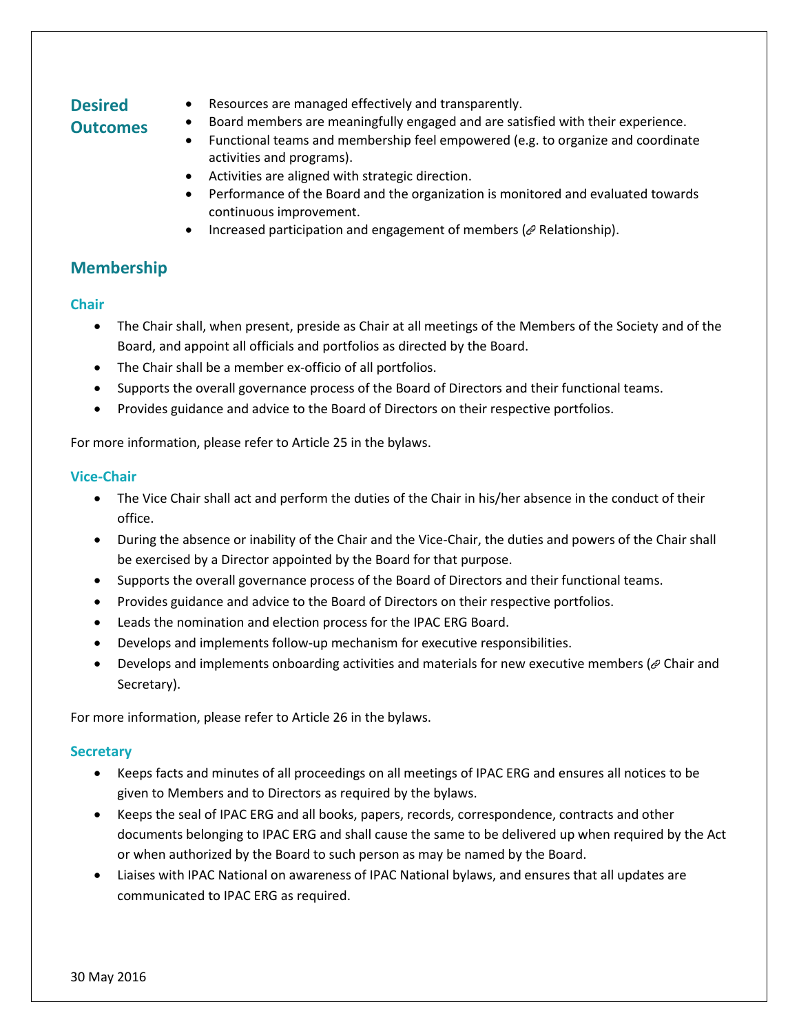## Desired Outcomes

- Resources are managed effectively and transparently.
- Board members are meaningfully engaged and are satisfied with their experience.
- Functional teams and membership feel empowered (e.g. to organize and coordinate activities and programs).
- Activities are aligned with strategic direction.
- Performance of the Board and the organization is monitored and evaluated towards continuous improvement.
- Increased participation and engagement of members (🔗 Relationship).

## Membership

### Chair

- The Chair shall, when present, preside as Chair at all meetings of the Members of the Society and of the Board, and appoint all officials and portfolios as directed by the Board.
- The Chair shall be a member ex-officio of all portfolios.
- Supports the overall governance process of the Board of Directors and their functional teams.
- Provides guidance and advice to the Board of Directors on their respective portfolios.

For more information, please refer to Article 25 in the bylaws.

### Vice-Chair

- The Vice Chair shall act and perform the duties of the Chair in his/her absence in the conduct of their office.
- During the absence or inability of the Chair and the Vice-Chair, the duties and powers of the Chair shall be exercised by a Director appointed by the Board for that purpose.
- Supports the overall governance process of the Board of Directors and their functional teams.
- Provides guidance and advice to the Board of Directors on their respective portfolios.
- Leads the nomination and election process for the IPAC ERG Board.
- Develops and implements follow-up mechanism for executive responsibilities.
- Develops and implements onboarding activities and materials for new executive members (🔗 Chair and Secretary).

For more information, please refer to Article 26 in the bylaws.

### Secretary

- Keeps facts and minutes of all proceedings on all meetings of IPAC ERG and ensures all notices to be given to Members and to Directors as required by the bylaws.
- Keeps the seal of IPAC ERG and all books, papers, records, correspondence, contracts and other documents belonging to IPAC ERG and shall cause the same to be delivered up when required by the Act or when authorized by the Board to such person as may be named by the Board.
- Liaises with IPAC National on awareness of IPAC National bylaws, and ensures that all updates are communicated to IPAC ERG as required.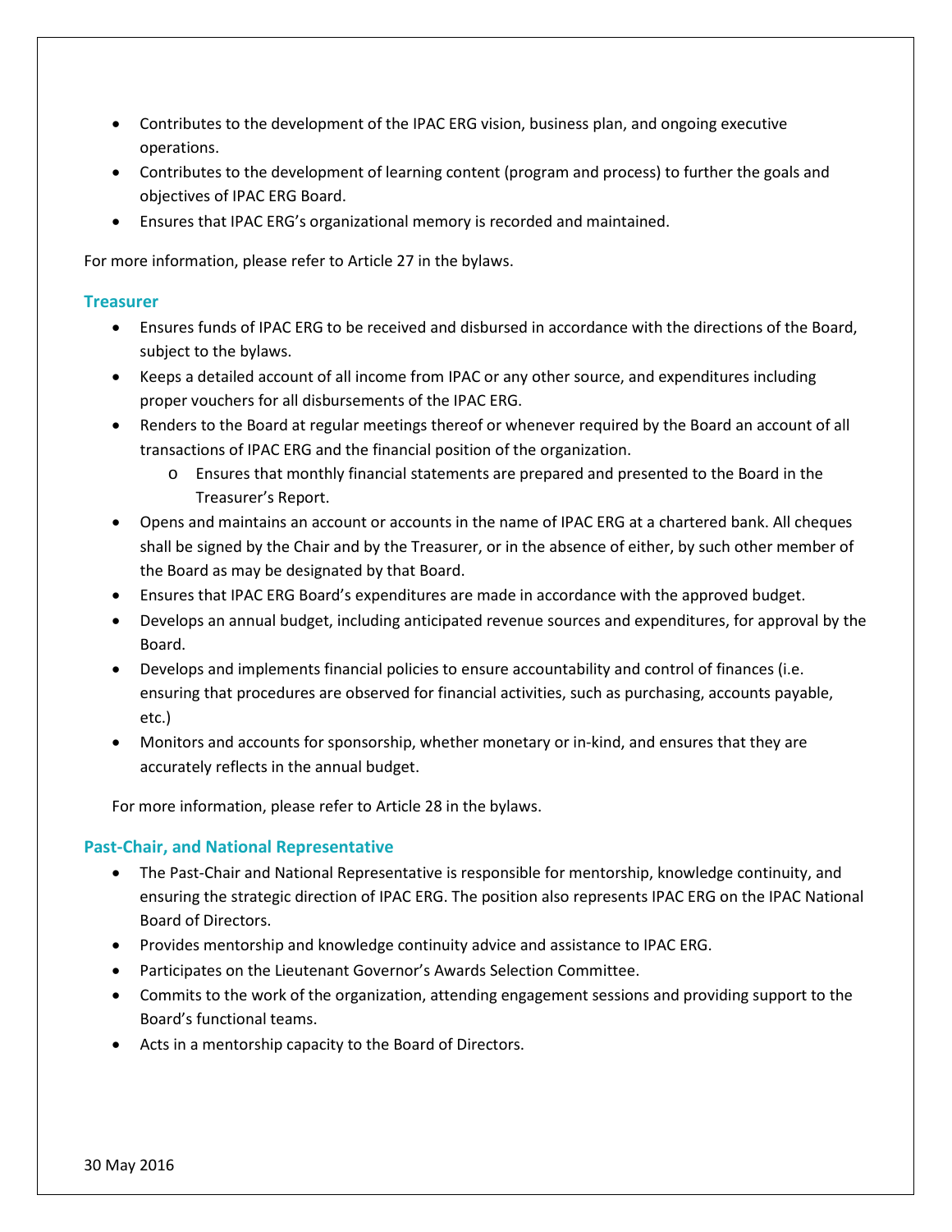- Contributes to the development of the IPAC ERG vision, business plan, and ongoing executive operations.
- Contributes to the development of learning content (program and process) to further the goals and objectives of IPAC ERG Board.
- Ensures that IPAC ERG's organizational memory is recorded and maintained.

For more information, please refer to Article 27 in the bylaws.

### Treasurer

- Ensures funds of IPAC ERG to be received and disbursed in accordance with the directions of the Board, subject to the bylaws.
- Keeps a detailed account of all income from IPAC or any other source, and expenditures including proper vouchers for all disbursements of the IPAC ERG.
- Renders to the Board at regular meetings thereof or whenever required by the Board an account of all transactions of IPAC ERG and the financial position of the organization.
    - Ensures that monthly financial statements are prepared and presented to the Board in the Treasurer's Report.
- Opens and maintains an account or accounts in the name of IPAC ERG at a chartered bank. All cheques shall be signed by the Chair and by the Treasurer, or in the absence of either, by such other member of the Board as may be designated by that Board.
- Ensures that IPAC ERG Board's expenditures are made in accordance with the approved budget.
- Develops an annual budget, including anticipated revenue sources and expenditures, for approval by the Board.
- Develops and implements financial policies to ensure accountability and control of finances (i.e. ensuring that procedures are observed for financial activities, such as purchasing, accounts payable, etc.)
- Monitors and accounts for sponsorship, whether monetary or in-kind, and ensures that they are accurately reflects in the annual budget.

For more information, please refer to Article 28 in the bylaws.

### Past-Chair, and National Representative

- The Past-Chair and National Representative is responsible for mentorship, knowledge continuity, and ensuring the strategic direction of IPAC ERG. The position also represents IPAC ERG on the IPAC National Board of Directors.
- Provides mentorship and knowledge continuity advice and assistance to IPAC ERG.
- Participates on the Lieutenant Governor's Awards Selection Committee.
- Commits to the work of the organization, attending engagement sessions and providing support to the Board's functional teams.
- Acts in a mentorship capacity to the Board of Directors.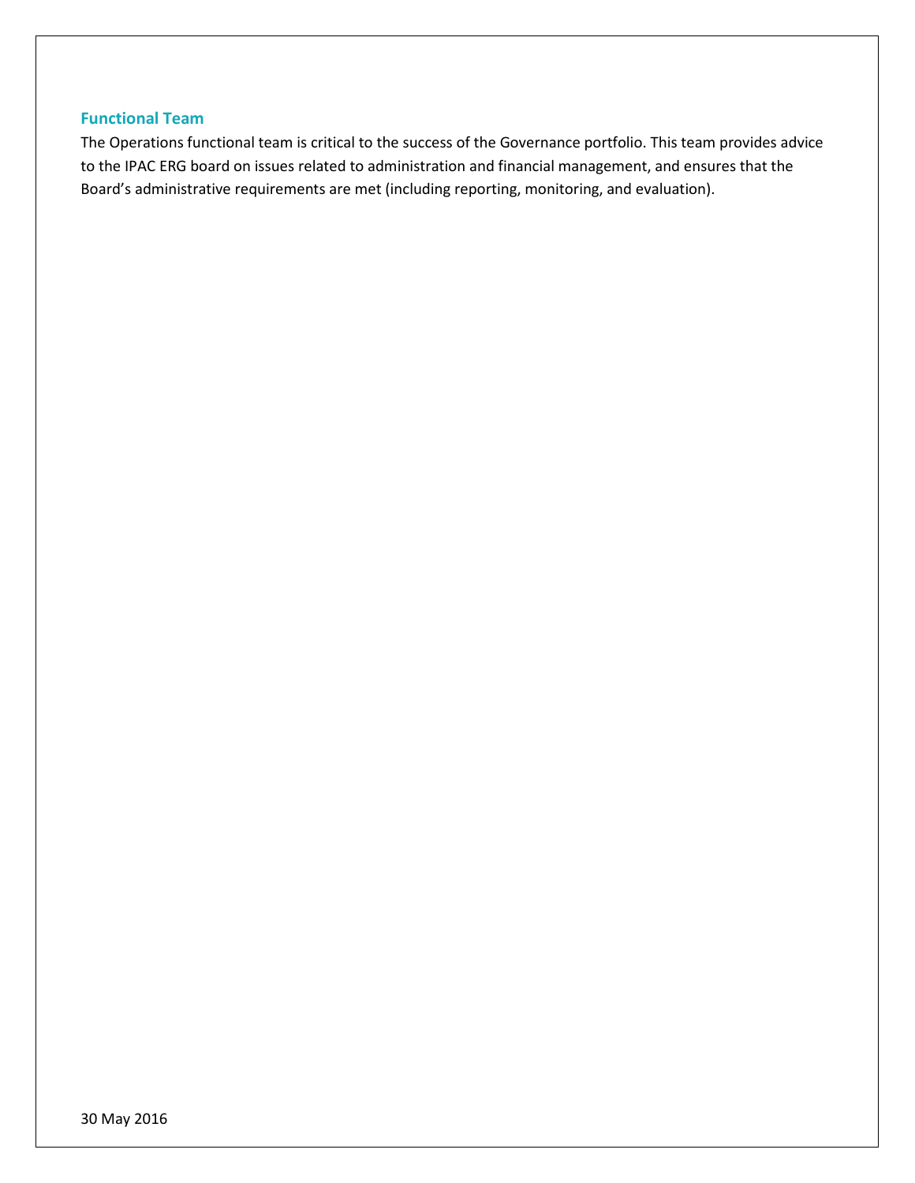### Functional Team

The Operations functional team is critical to the success of the Governance portfolio. This team provides advice to the IPAC ERG board on issues related to administration and financial management, and ensures that the Board's administrative requirements are met (including reporting, monitoring, and evaluation).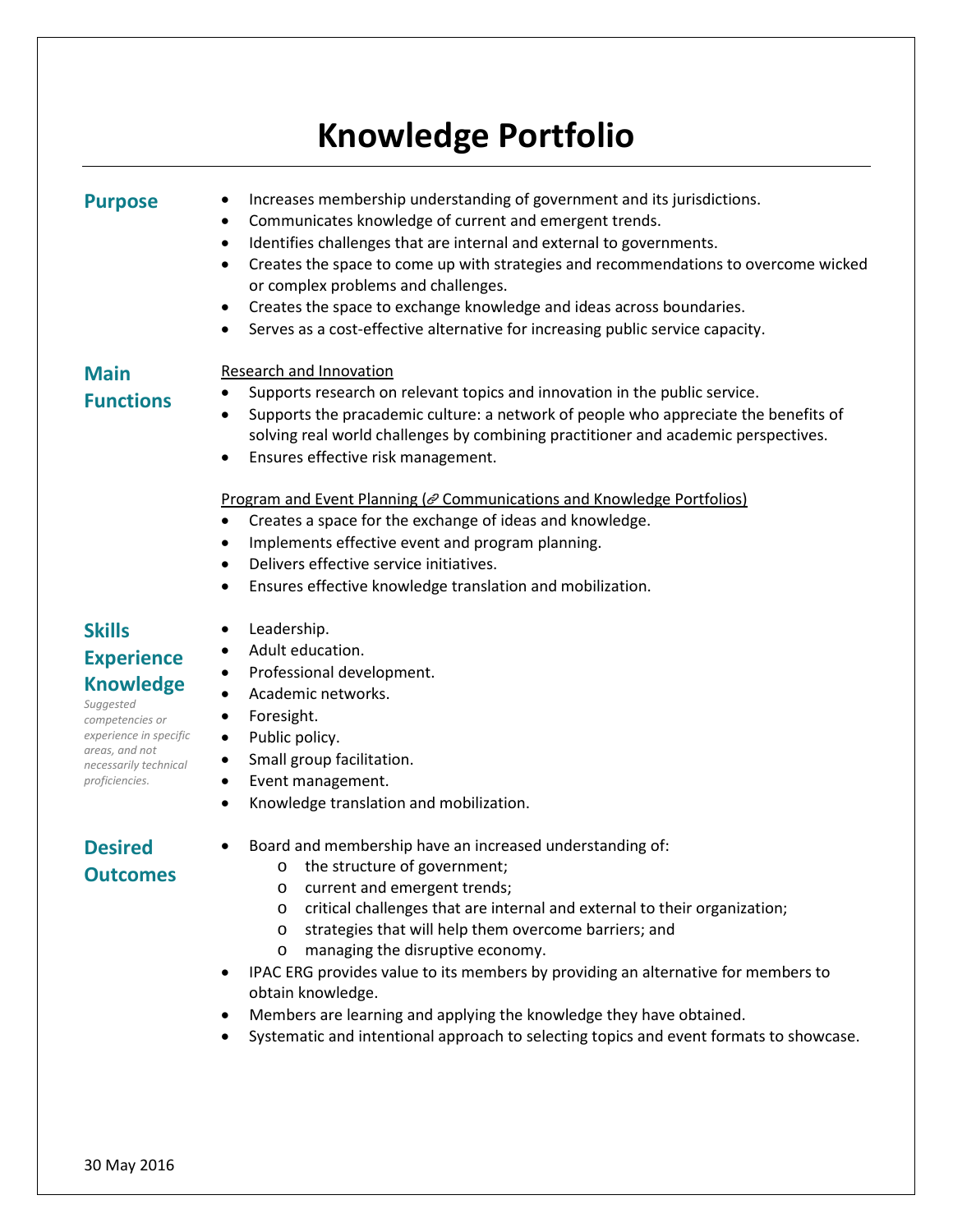# Knowledge Portfolio

## Purpose

- Increases membership understanding of government and its jurisdictions.
- Communicates knowledge of current and emergent trends.
- Identifies challenges that are internal and external to governments.
- Creates the space to come up with strategies and recommendations to overcome wicked or complex problems and challenges.
- Creates the space to exchange knowledge and ideas across boundaries.
- Serves as a cost-effective alternative for increasing public service capacity.

## Main Functions

Research and Innovation

- Supports research on relevant topics and innovation in the public service.
- Supports the pracademic culture: a network of people who appreciate the benefits of solving real world challenges by combining practitioner and academic perspectives.
- Ensures effective risk management.

Program and Event Planning (🔗 Communications and Knowledge Portfolios)

- Creates a space for the exchange of ideas and knowledge.
- Implements effective event and program planning.
- Delivers effective service initiatives.
- Ensures effective knowledge translation and mobilization.

## Skills Experience Knowledge

*Suggested competencies or experience in specific areas, and not necessarily technical proficiencies.*

- Leadership.
- Adult education.
- Professional development.
- Academic networks.
- Foresight.
- Public policy.
- Small group facilitation.
- Event management.
- Knowledge translation and mobilization.

## Desired Outcomes

- Board and membership have an increased understanding of:
    - the structure of government;
    - current and emergent trends;
    - critical challenges that are internal and external to their organization;
    - strategies that will help them overcome barriers; and
    - managing the disruptive economy.
- IPAC ERG provides value to its members by providing an alternative for members to obtain knowledge.
- Members are learning and applying the knowledge they have obtained.
- Systematic and intentional approach to selecting topics and event formats to showcase.

30 May 2016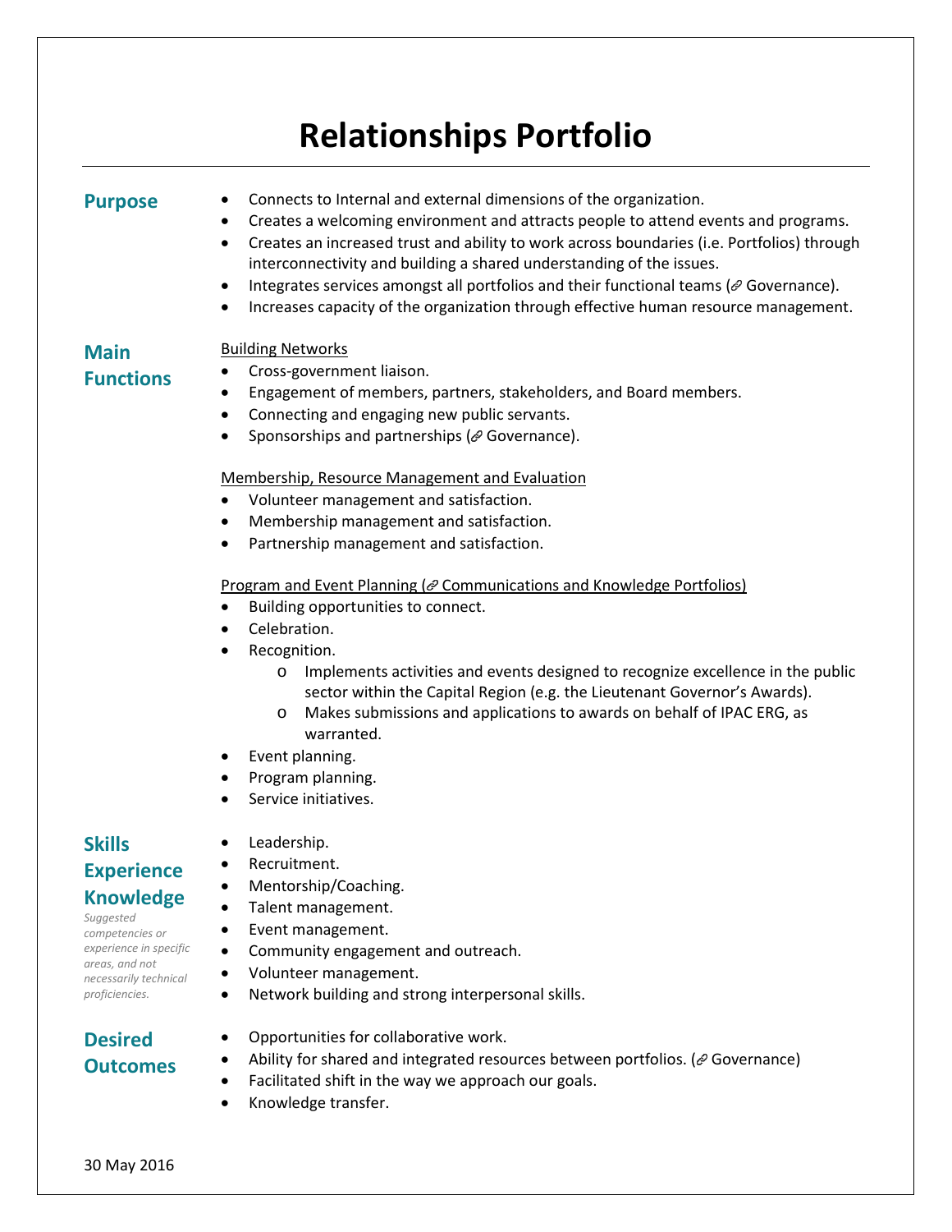# Relationships Portfolio

## Purpose

- Connects to Internal and external dimensions of the organization.
- Creates a welcoming environment and attracts people to attend events and programs.
- Creates an increased trust and ability to work across boundaries (i.e. Portfolios) through interconnectivity and building a shared understanding of the issues.
- Integrates services amongst all portfolios and their functional teams (🔗 Governance).
- Increases capacity of the organization through effective human resource management.

## Main Functions

Building Networks

- Cross-government liaison.
- Engagement of members, partners, stakeholders, and Board members.
- Connecting and engaging new public servants.
- Sponsorships and partnerships (🔗 Governance).

Membership, Resource Management and Evaluation

- Volunteer management and satisfaction.
- Membership management and satisfaction.
- Partnership management and satisfaction.

Program and Event Planning (🔗 Communications and Knowledge Portfolios)

- Building opportunities to connect.
- Celebration.
- Recognition.
  - Implements activities and events designed to recognize excellence in the public sector within the Capital Region (e.g. the Lieutenant Governor's Awards).
  - Makes submissions and applications to awards on behalf of IPAC ERG, as warranted.
- Event planning.
- Program planning.
- Service initiatives.

## Skills Experience Knowledge

*Suggested competencies or experience in specific areas, and not necessarily technical proficiencies.*

- Leadership.
- Recruitment.
- Mentorship/Coaching.
- Talent management.
- Event management.
- Community engagement and outreach.
- Volunteer management.
- Network building and strong interpersonal skills.

## Desired Outcomes

- Opportunities for collaborative work.
- Ability for shared and integrated resources between portfolios. (🔗 Governance)
- Facilitated shift in the way we approach our goals.
- Knowledge transfer.

30 May 2016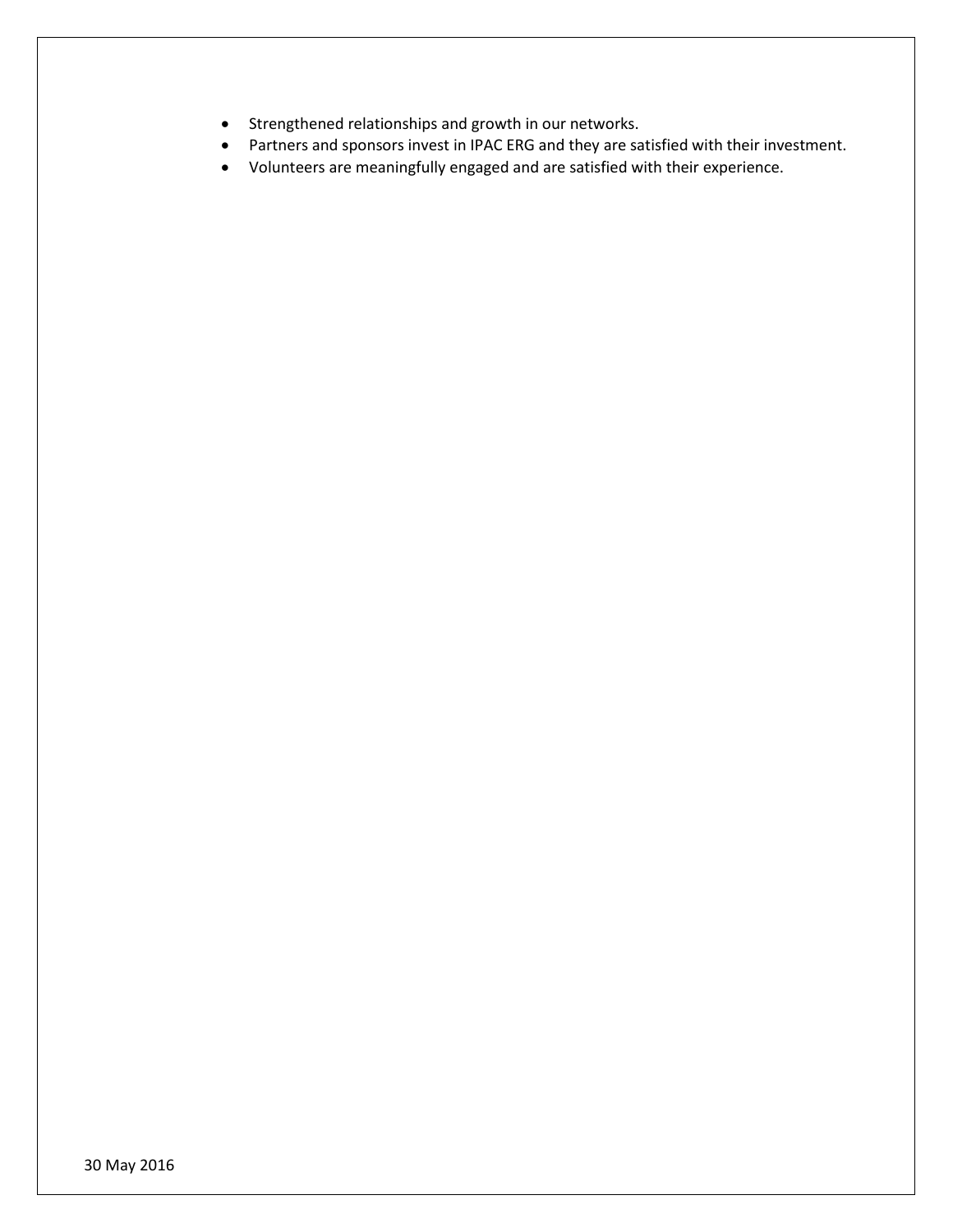- Strengthened relationships and growth in our networks.
- Partners and sponsors invest in IPAC ERG and they are satisfied with their investment.
- Volunteers are meaningfully engaged and are satisfied with their experience.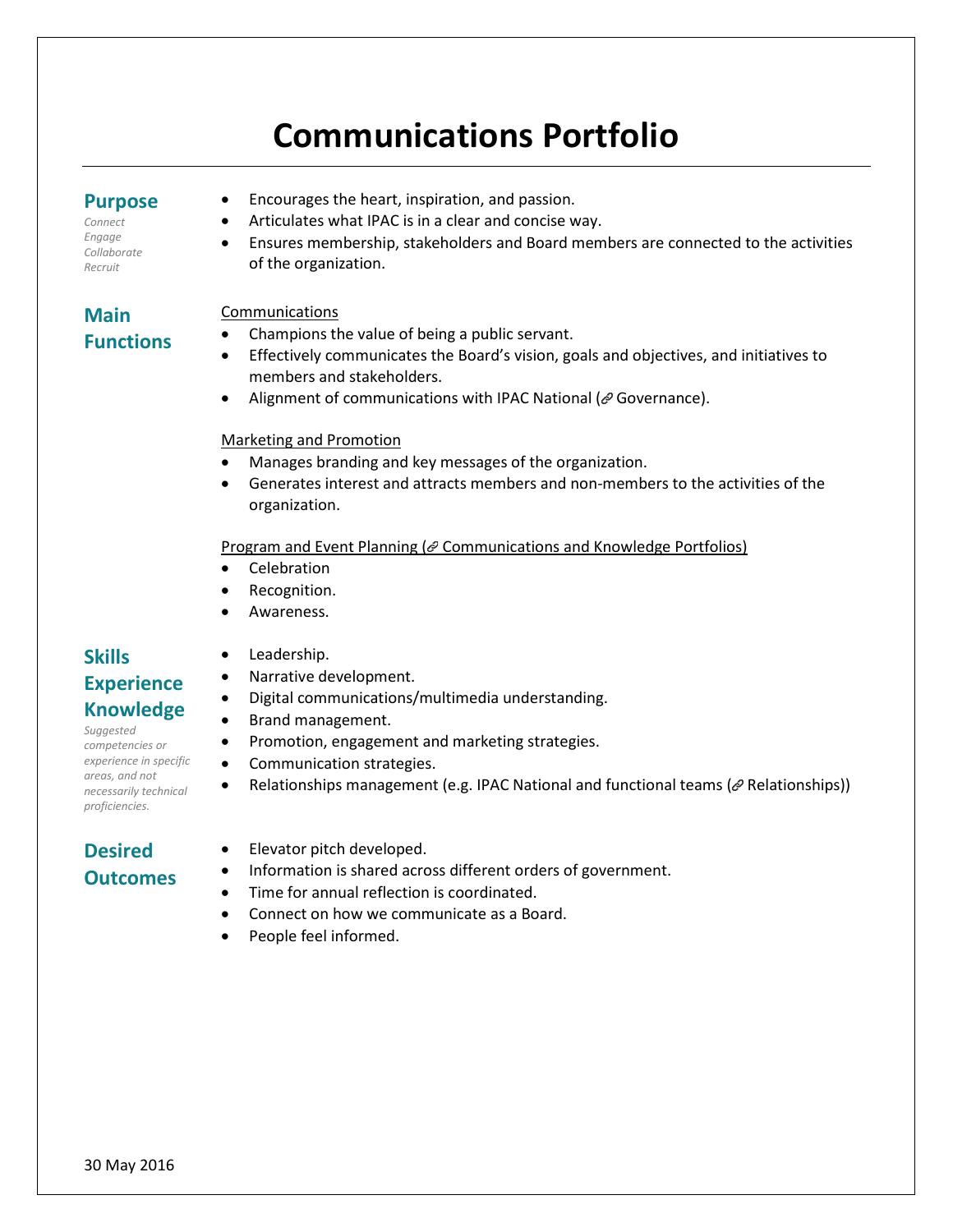# Communications Portfolio

## Purpose

*Connect*
*Engage*
*Collaborate*
*Recruit*

- Encourages the heart, inspiration, and passion.
- Articulates what IPAC is in a clear and concise way.
- Ensures membership, stakeholders and Board members are connected to the activities of the organization.

## Main Functions

Communications

- Champions the value of being a public servant.
- Effectively communicates the Board's vision, goals and objectives, and initiatives to members and stakeholders.
- Alignment of communications with IPAC National (🔗 Governance).

Marketing and Promotion

- Manages branding and key messages of the organization.
- Generates interest and attracts members and non-members to the activities of the organization.

Program and Event Planning (🔗 Communications and Knowledge Portfolios)

- Celebration
- Recognition.
- Awareness.

## Skills Experience Knowledge

*Suggested competencies or experience in specific areas, and not necessarily technical proficiencies.*

- Leadership.
- Narrative development.
- Digital communications/multimedia understanding.
- Brand management.
- Promotion, engagement and marketing strategies.
- Communication strategies.
- Relationships management (e.g. IPAC National and functional teams (🔗 Relationships))

## Desired Outcomes

- Elevator pitch developed.
- Information is shared across different orders of government.
- Time for annual reflection is coordinated.
- Connect on how we communicate as a Board.
- People feel informed.

30 May 2016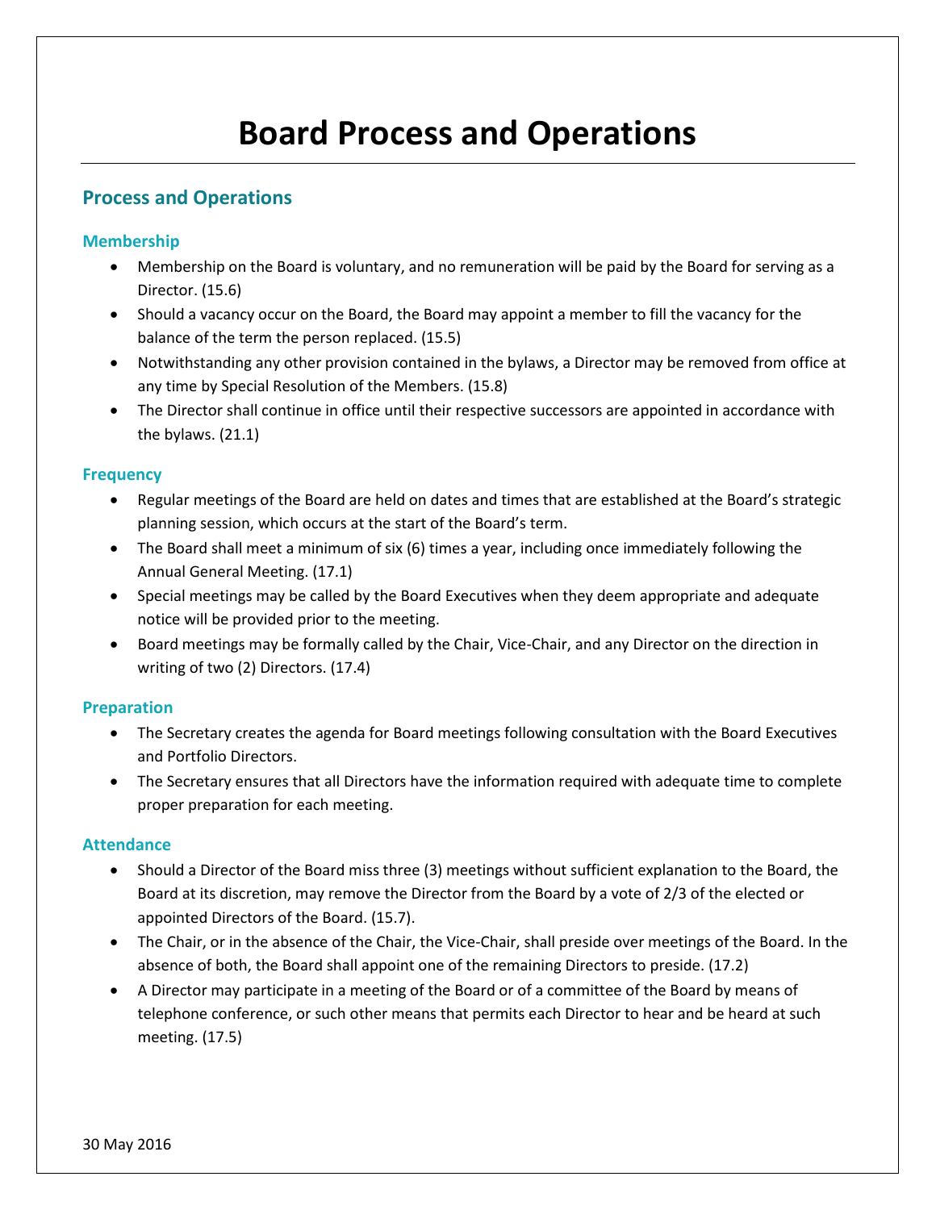# Board Process and Operations

## Process and Operations

### Membership

- Membership on the Board is voluntary, and no remuneration will be paid by the Board for serving as a Director. (15.6)
- Should a vacancy occur on the Board, the Board may appoint a member to fill the vacancy for the balance of the term the person replaced. (15.5)
- Notwithstanding any other provision contained in the bylaws, a Director may be removed from office at any time by Special Resolution of the Members. (15.8)
- The Director shall continue in office until their respective successors are appointed in accordance with the bylaws. (21.1)

### Frequency

- Regular meetings of the Board are held on dates and times that are established at the Board's strategic planning session, which occurs at the start of the Board's term.
- The Board shall meet a minimum of six (6) times a year, including once immediately following the Annual General Meeting. (17.1)
- Special meetings may be called by the Board Executives when they deem appropriate and adequate notice will be provided prior to the meeting.
- Board meetings may be formally called by the Chair, Vice-Chair, and any Director on the direction in writing of two (2) Directors. (17.4)

### Preparation

- The Secretary creates the agenda for Board meetings following consultation with the Board Executives and Portfolio Directors.
- The Secretary ensures that all Directors have the information required with adequate time to complete proper preparation for each meeting.

### Attendance

- Should a Director of the Board miss three (3) meetings without sufficient explanation to the Board, the Board at its discretion, may remove the Director from the Board by a vote of 2/3 of the elected or appointed Directors of the Board. (15.7).
- The Chair, or in the absence of the Chair, the Vice-Chair, shall preside over meetings of the Board. In the absence of both, the Board shall appoint one of the remaining Directors to preside. (17.2)
- A Director may participate in a meeting of the Board or of a committee of the Board by means of telephone conference, or such other means that permits each Director to hear and be heard at such meeting. (17.5)

30 May 2016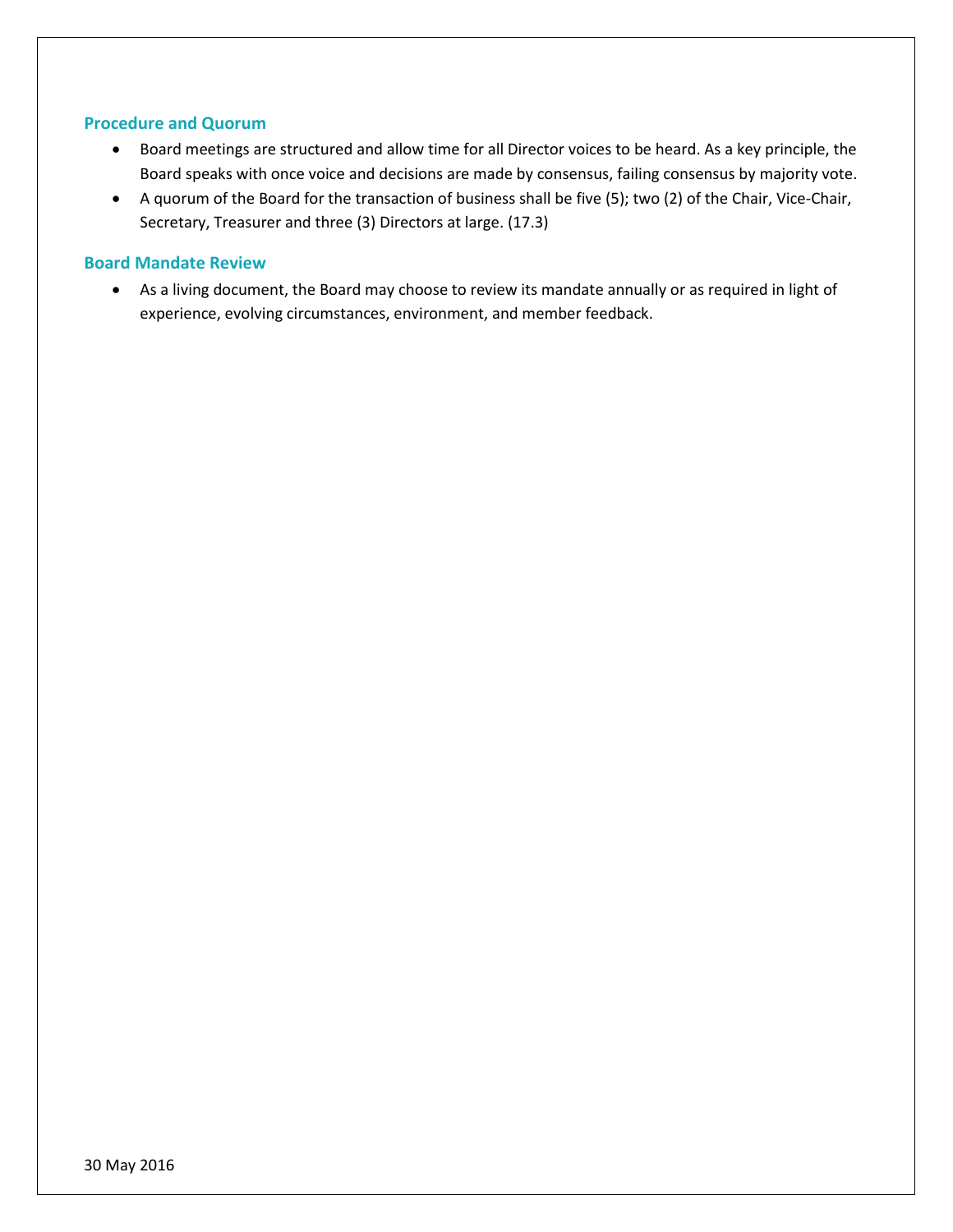### Procedure and Quorum

- Board meetings are structured and allow time for all Director voices to be heard. As a key principle, the Board speaks with once voice and decisions are made by consensus, failing consensus by majority vote.
- A quorum of the Board for the transaction of business shall be five (5); two (2) of the Chair, Vice-Chair, Secretary, Treasurer and three (3) Directors at large. (17.3)

### Board Mandate Review

- As a living document, the Board may choose to review its mandate annually or as required in light of experience, evolving circumstances, environment, and member feedback.

30 May 2016